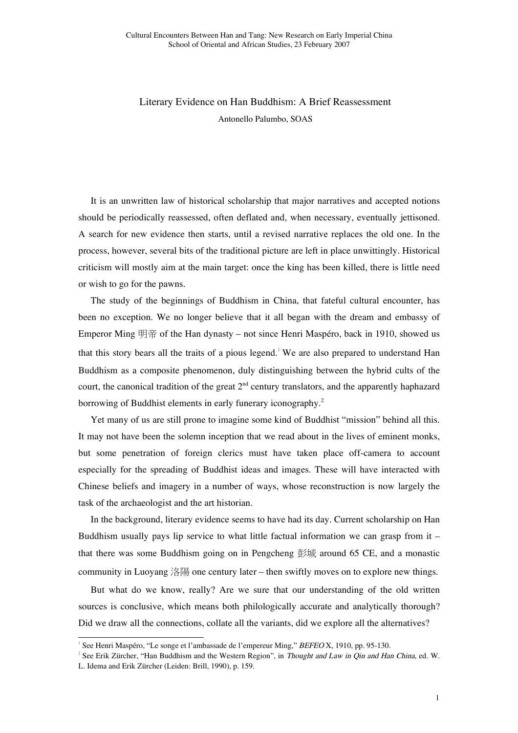# Literary Evidence on Han Buddhism: A Brief Reassessment

Antonello Palumbo, SOAS

It is an unwritten law of historical scholarship that major narratives and accepted notions should be periodically reassessed, often deflated and, when necessary, eventually jettisoned. A search for new evidence then starts, until a revised narrative replaces the old one. In the process, however, several bits of the traditional picture are left in place unwittingly. Historical criticism will mostly aim at the main target: once the king has been killed, there is little need or wish to go for the pawns.

The study of the beginnings of Buddhism in China, that fateful cultural encounter, has been no exception. We no longer believe that it all began with the dream and embassy of Emperor Ming 明帝 of the Han dynasty – not since Henri Maspéro, back in 1910, showed us that this story bears all the traits of a pious legend.[1] We are also prepared to understand Han Buddhism as a composite phenomenon, duly distinguishing between the hybrid cults of the court, the canonical tradition of the great 2nd century translators, and the apparently haphazard borrowing of Buddhist elements in early funerary iconography.[2]

Yet many of us are still prone to imagine some kind of Buddhist "mission" behind all this. It may not have been the solemn inception that we read about in the lives of eminent monks, but some penetration of foreign clerics must have taken place off-camera to account especially for the spreading of Buddhist ideas and images. These will have interacted with Chinese beliefs and imagery in a number of ways, whose reconstruction is now largely the task of the archaeologist and the art historian.

In the background, literary evidence seems to have had its day. Current scholarship on Han Buddhism usually pays lip service to what little factual information we can grasp from it – that there was some Buddhism going on in Pengcheng 彭城 around 65 CE, and a monastic community in Luoyang 洛陽 one century later – then swiftly moves on to explore new things.

But what do we know, really? Are we sure that our understanding of the old written sources is conclusive, which means both philologically accurate and analytically thorough? Did we draw all the connections, collate all the variants, did we explore all the alternatives?

[1] See Henri Maspéro, "Le songe et l'ambassade de l'empereur Ming," *BEFEO* X, 1910, pp. 95-130.

[2] See Erik Zürcher, "Han Buddhism and the Western Region", in *Thought and Law in Qin and Han China*, ed. W. L. Idema and Erik Zürcher (Leiden: Brill, 1990), p. 159.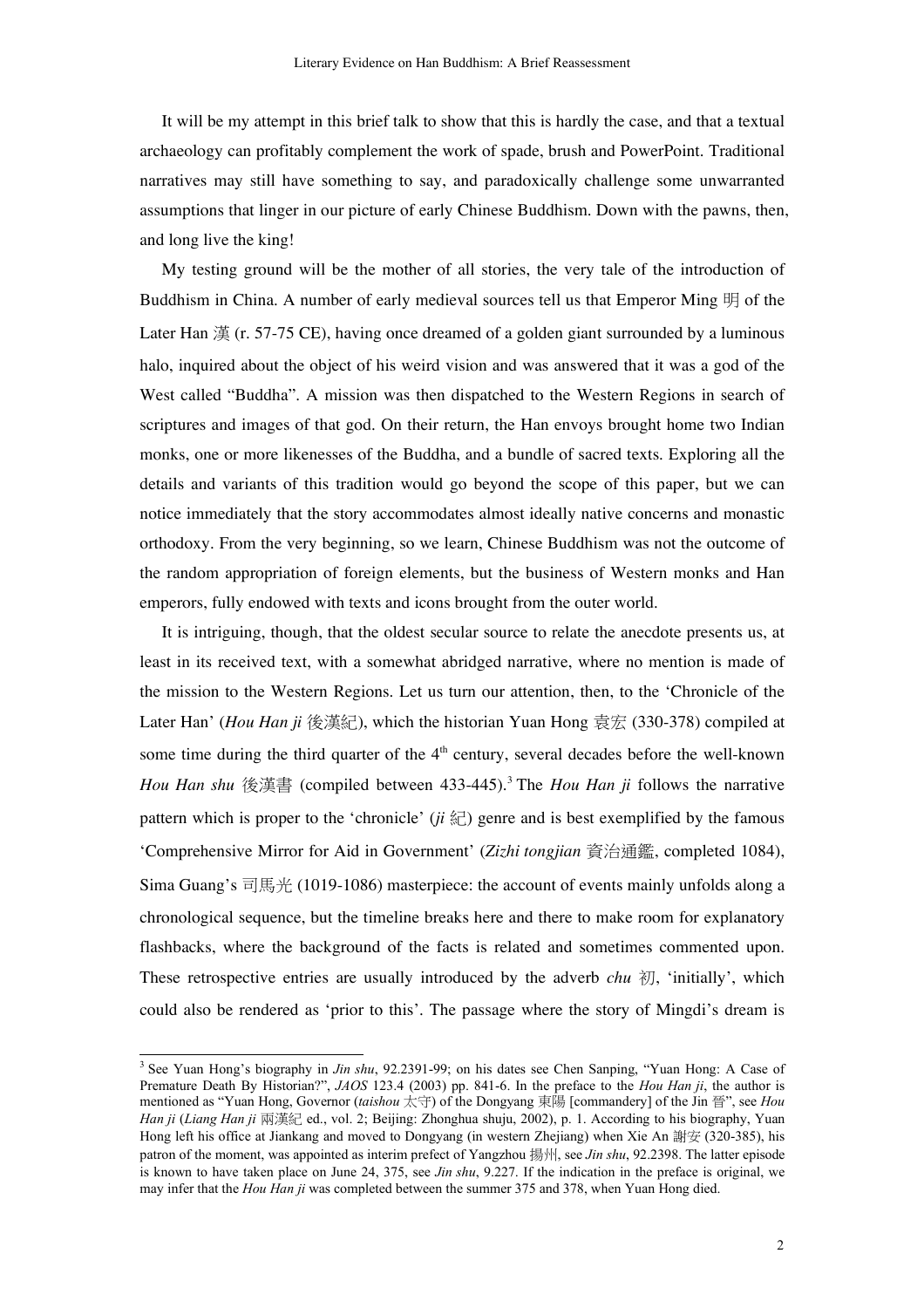It will be my attempt in this brief talk to show that this is hardly the case, and that a textual archaeology can profitably complement the work of spade, brush and PowerPoint. Traditional narratives may still have something to say, and paradoxically challenge some unwarranted assumptions that linger in our picture of early Chinese Buddhism. Down with the pawns, then, and long live the king!

My testing ground will be the mother of all stories, the very tale of the introduction of Buddhism in China. A number of early medieval sources tell us that Emperor Ming 明 of the Later Han 漢 (r. 57-75 CE), having once dreamed of a golden giant surrounded by a luminous halo, inquired about the object of his weird vision and was answered that it was a god of the West called "Buddha". A mission was then dispatched to the Western Regions in search of scriptures and images of that god. On their return, the Han envoys brought home two Indian monks, one or more likenesses of the Buddha, and a bundle of sacred texts. Exploring all the details and variants of this tradition would go beyond the scope of this paper, but we can notice immediately that the story accommodates almost ideally native concerns and monastic orthodoxy. From the very beginning, so we learn, Chinese Buddhism was not the outcome of the random appropriation of foreign elements, but the business of Western monks and Han emperors, fully endowed with texts and icons brought from the outer world.

It is intriguing, though, that the oldest secular source to relate the anecdote presents us, at least in its received text, with a somewhat abridged narrative, where no mention is made of the mission to the Western Regions. Let us turn our attention, then, to the 'Chronicle of the Later Han' (*Hou Han ji* 後漢紀), which the historian Yuan Hong 袁宏 (330-378) compiled at some time during the third quarter of the 4th century, several decades before the well-known *Hou Han shu* 後漢書 (compiled between 433-445).[3] The *Hou Han ji* follows the narrative pattern which is proper to the 'chronicle' (*ji* 紀) genre and is best exemplified by the famous 'Comprehensive Mirror for Aid in Government' (*Zizhi tongjian* 資治通鑑, completed 1084), Sima Guang's 司馬光 (1019-1086) masterpiece: the account of events mainly unfolds along a chronological sequence, but the timeline breaks here and there to make room for explanatory flashbacks, where the background of the facts is related and sometimes commented upon. These retrospective entries are usually introduced by the adverb *chu* 初, 'initially', which could also be rendered as 'prior to this'. The passage where the story of Mingdi's dream is

---

[3] See Yuan Hong's biography in *Jin shu*, 92.2391-99; on his dates see Chen Sanping, "Yuan Hong: A Case of Premature Death By Historian?", *JAOS* 123.4 (2003) pp. 841-6. In the preface to the *Hou Han ji*, the author is mentioned as "Yuan Hong, Governor (*taishou* 太守) of the Dongyang 東陽 [commandery] of the Jin 晉", see *Hou Han ji* (*Liang Han ji* 兩漢紀 ed., vol. 2; Beijing: Zhonghua shuju, 2002), p. 1. According to his biography, Yuan Hong left his office at Jiankang and moved to Dongyang (in western Zhejiang) when Xie An 謝安 (320-385), his patron of the moment, was appointed as interim prefect of Yangzhou 揚州, see *Jin shu*, 92.2398. The latter episode is known to have taken place on June 24, 375, see *Jin shu*, 9.227. If the indication in the preface is original, we may infer that the *Hou Han ji* was completed between the summer 375 and 378, when Yuan Hong died.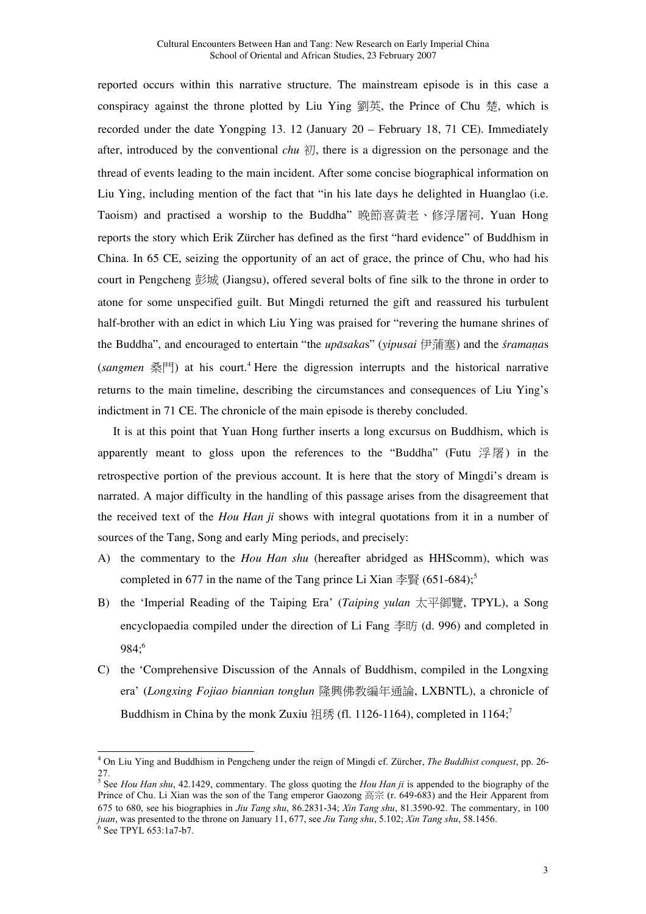reported occurs within this narrative structure. The mainstream episode is in this case a conspiracy against the throne plotted by Liu Ying 劉英, the Prince of Chu 楚, which is recorded under the date Yongping 13. 12 (January 20 – February 18, 71 CE). Immediately after, introduced by the conventional *chu* 初, there is a digression on the personage and the thread of events leading to the main incident. After some concise biographical information on Liu Ying, including mention of the fact that "in his late days he delighted in Huanglao (i.e. Taoism) and practised a worship to the Buddha" 晚節喜黃老、修浮屠祠, Yuan Hong reports the story which Erik Zürcher has defined as the first "hard evidence" of Buddhism in China. In 65 CE, seizing the opportunity of an act of grace, the prince of Chu, who had his court in Pengcheng 彭城 (Jiangsu), offered several bolts of fine silk to the throne in order to atone for some unspecified guilt. But Mingdi returned the gift and reassured his turbulent half-brother with an edict in which Liu Ying was praised for "revering the humane shrines of the Buddha", and encouraged to entertain "the *upāsaka*s" (*yipusai* 伊蒲塞) and the *śramaṇa*s (*sangmen* 桑門) at his court.[4] Here the digression interrupts and the historical narrative returns to the main timeline, describing the circumstances and consequences of Liu Ying's indictment in 71 CE. The chronicle of the main episode is thereby concluded.

It is at this point that Yuan Hong further inserts a long excursus on Buddhism, which is apparently meant to gloss upon the references to the "Buddha" (Futu 浮屠) in the retrospective portion of the previous account. It is here that the story of Mingdi's dream is narrated. A major difficulty in the handling of this passage arises from the disagreement that the received text of the *Hou Han ji* shows with integral quotations from it in a number of sources of the Tang, Song and early Ming periods, and precisely:

A) the commentary to the *Hou Han shu* (hereafter abridged as HHScomm), which was completed in 677 in the name of the Tang prince Li Xian 李賢 (651-684);[5]

B) the 'Imperial Reading of the Taiping Era' (*Taiping yulan* 太平御覽, TPYL), a Song encyclopaedia compiled under the direction of Li Fang 李昉 (d. 996) and completed in 984;[6]

C) the 'Comprehensive Discussion of the Annals of Buddhism, compiled in the Longxing era' (*Longxing Fojiao biannian tonglun* 隆興佛教編年通論, LXBNTL), a chronicle of Buddhism in China by the monk Zuxiu 祖琇 (fl. 1126-1164), completed in 1164;[7]

---

[4] On Liu Ying and Buddhism in Pengcheng under the reign of Mingdi cf. Zürcher, *The Buddhist conquest*, pp. 26-27.

[5] See *Hou Han shu*, 42.1429, commentary. The gloss quoting the *Hou Han ji* is appended to the biography of the Prince of Chu. Li Xian was the son of the Tang emperor Gaozong 高宗 (r. 649-683) and the Heir Apparent from 675 to 680, see his biographies in *Jiu Tang shu*, 86.2831-34; *Xin Tang shu*, 81.3590-92. The commentary, in 100 *juan*, was presented to the throne on January 11, 677, see *Jiu Tang shu*, 5.102; *Xin Tang shu*, 58.1456.

[6] See TPYL 653:1a7-b7.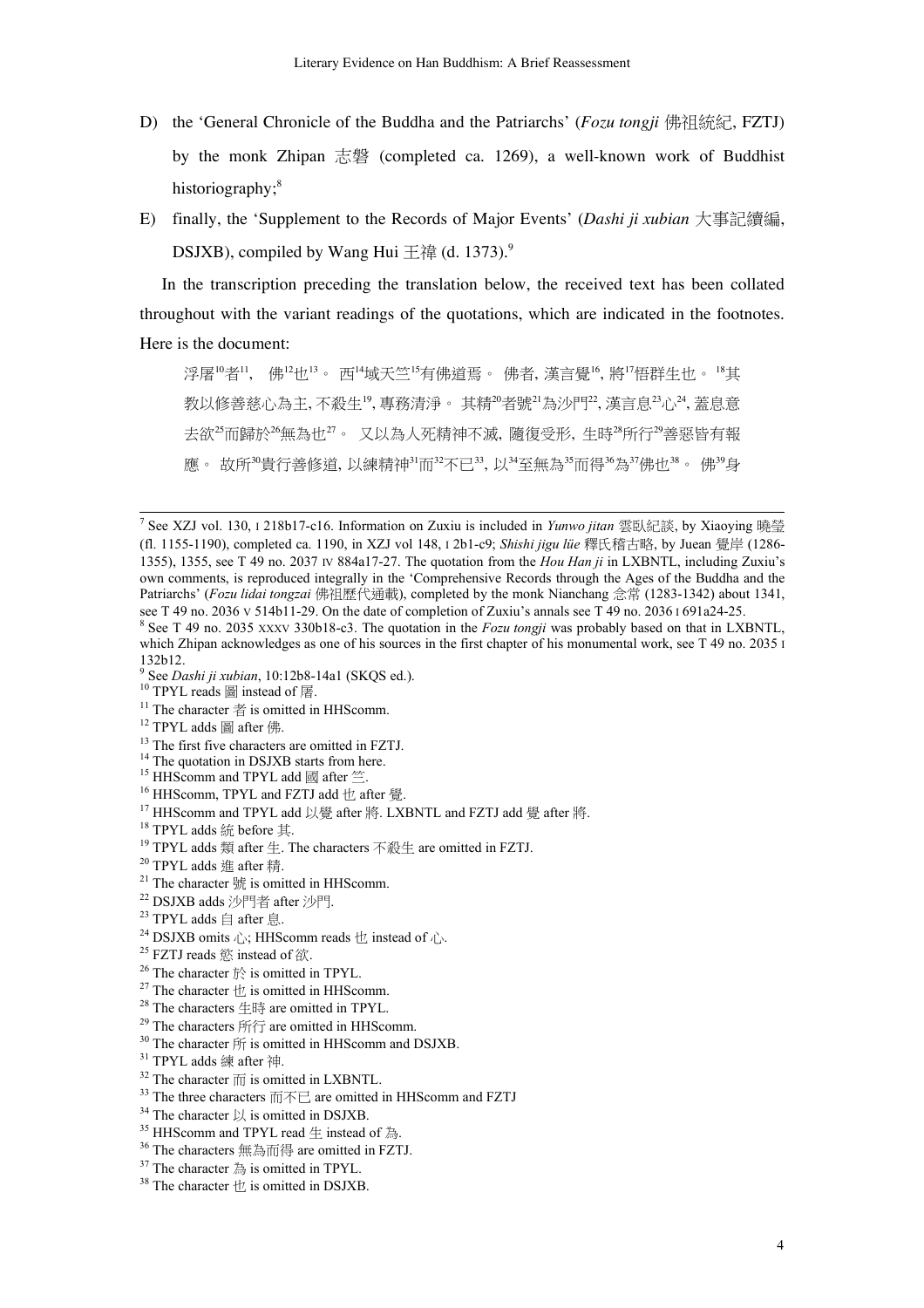D) the 'General Chronicle of the Buddha and the Patriarchs' (*Fozu tongji* 佛祖統紀, FZTJ) by the monk Zhipan 志磐 (completed ca. 1269), a well-known work of Buddhist historiography;[8]

E) finally, the 'Supplement to the Records of Major Events' (*Dashi ji xubian* 大事記續編, DSJXB), compiled by Wang Hui 王褘 (d. 1373).[9]

In the transcription preceding the translation below, the received text has been collated throughout with the variant readings of the quotations, which are indicated in the footnotes. Here is the document:

> 浮屠[10]者[11]，佛[12]也[13]。西[14]域天竺[15]有佛道焉。佛者，漢言覺[16]，將[17]悟群生也。[18]其教以修善慈心為主，不殺生[19]，專務清淨。其精[20]者號[21]為沙門[22]，漢言息[23]心[24]，蓋息意去欲[25]而歸於[26]無為也[27]。又以為人死精神不滅，隨復受形，生時[28]所行[29]善惡皆有報應。故所[30]貴行善修道，以練精神[31]而[32]不已[33]，以[34]至無為[35]而得[36]為[37]佛也[38]。佛[39]身

---

[7] See XZJ vol. 130, I 218b17-c16. Information on Zuxiu is included in *Yunwo jitan* 雲臥紀談, by Xiaoying 曉瑩 (fl. 1155-1190), completed ca. 1190, in XZJ vol 148, I 2b1-c9; *Shishi jigu lüe* 釋氏稽古略, by Juean 覺岸 (1286-1355), 1355, see T 49 no. 2037 IV 884a17-27. The quotation from the *Hou Han ji* in LXBNTL, including Zuxiu's own comments, is reproduced integrally in the 'Comprehensive Records through the Ages of the Buddha and the Patriarchs' (*Fozu lidai tongzai* 佛祖歷代通載), completed by the monk Nianchang 念常 (1283-1342) about 1341, see T 49 no. 2036 V 514b11-29. On the date of completion of Zuxiu's annals see T 49 no. 2036 I 691a24-25.

[8] See T 49 no. 2035 XXXV 330b18-c3. The quotation in the *Fozu tongji* was probably based on that in LXBNTL, which Zhipan acknowledges as one of his sources in the first chapter of his monumental work, see T 49 no. 2035 I 132b12.

[9] See *Dashi ji xubian*, 10:12b8-14a1 (SKQS ed.).

[10] TPYL reads 圖 instead of 屠.

[11] The character 者 is omitted in HHScomm.

[12] TPYL adds 圖 after 佛.

[13] The first five characters are omitted in FZTJ.

[14] The quotation in DSJXB starts from here.

[15] HHScomm and TPYL add 國 after 竺.

[16] HHScomm, TPYL and FZTJ add 也 after 覺.

[17] HHScomm and TPYL add 以覺 after 將. LXBNTL and FZTJ add 覺 after 將.

[18] TPYL adds 統 before 其.

[19] TPYL adds 類 after 生. The characters 不殺生 are omitted in FZTJ.

[20] TPYL adds 進 after 精.

[21] The character 號 is omitted in HHScomm.

[22] DSJXB adds 沙門者 after 沙門.

[23] TPYL adds 自 after 息.

[24] DSJXB omits 心; HHScomm reads 也 instead of 心.

[25] FZTJ reads 慾 instead of 欲.

[26] The character 於 is omitted in TPYL.

[27] The character 也 is omitted in HHScomm.

[28] The characters 生時 are omitted in TPYL.

[29] The characters 所行 are omitted in HHScomm.

[30] The character 所 is omitted in HHScomm and DSJXB.

[31] TPYL adds 練 after 神.

[32] The character 而 is omitted in LXBNTL.

[33] The three characters 而不已 are omitted in HHScomm and FZTJ

[34] The character 以 is omitted in DSJXB.

[35] HHScomm and TPYL read 生 instead of 為.

[36] The characters 無為而得 are omitted in FZTJ.

[37] The character 為 is omitted in TPYL.

[38] The character 也 is omitted in DSJXB.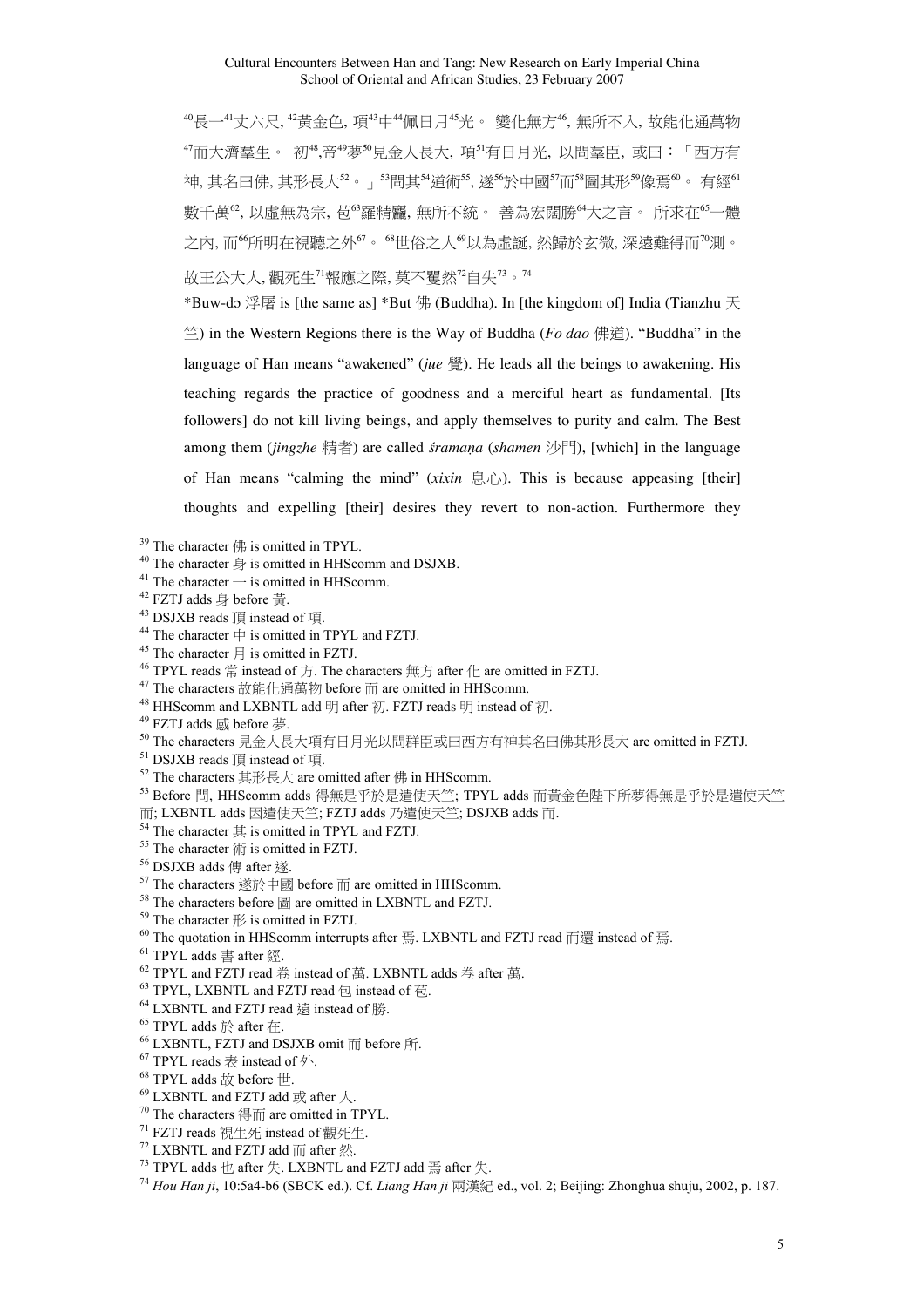[40]長一[41]丈六尺, [42]黃金色, 項[43]中[44]佩日月[45]光。 變化無方[46], 無所不入, 故能化通萬物[47]而大濟羣生。 初[48],帝[49]夢[50]見金人長大, 項[51]有日月光, 以問羣臣, 或曰：「西方有神, 其名曰佛, 其形長大[52]。」[53]問其[54]道術[55], 遂[56]於中國[57]而[58]圖其形[59]像焉[60]。 有經[61]數千萬[62], 以虛無為宗, 苞[63]羅精麤, 無所不統。 善為宏闊勝[64]大之言。 所求在[65]一體之內, 而[66]所明在視聽之外[67]。 [68]世俗之人[69]以為虛誕, 然歸於玄微, 深遠難得而[70]測。故王公大人, 觀死生[71]報應之際, 莫不矍然[72]自失[73]。[74]

*Buw-dɔ 浮屠 is [the same as] *But 佛 (Buddha). In [the kingdom of] India (Tianzhu 天竺) in the Western Regions there is the Way of Buddha (*Fo dao* 佛道). "Buddha" in the language of Han means "awakened" (*jue* 覺). He leads all the beings to awakening. His teaching regards the practice of goodness and a merciful heart as fundamental. [Its followers] do not kill living beings, and apply themselves to purity and calm. The Best among them (*jingzhe* 精者) are called *śramaṇa* (*shamen* 沙門), [which] in the language of Han means "calming the mind" (*xixin* 息心). This is because appeasing [their] thoughts and expelling [their] desires they revert to non-action. Furthermore they

---

[39] The character 佛 is omitted in TPYL.
[40] The character 身 is omitted in HHScomm and DSJXB.
[41] The character 一 is omitted in HHScomm.
[42] FZTJ adds 身 before 黃.
[43] DSJXB reads 頂 instead of 項.
[44] The character 中 is omitted in TPYL and FZTJ.
[45] The character 月 is omitted in FZTJ.
[46] TPYL reads 常 instead of 方. The characters 無方 after 化 are omitted in FZTJ.
[47] The characters 故能化通萬物 before 而 are omitted in HHScomm.
[48] HHScomm and LXBNTL add 明 after 初. FZTJ reads 明 instead of 初.
[49] FZTJ adds 感 before 夢.
[50] The characters 見金人長大項有日月光以問群臣或曰西方有神其名曰佛其形長大 are omitted in FZTJ.
[51] DSJXB reads 頂 instead of 項.
[52] The characters 其形長大 are omitted after 佛 in HHScomm.
[53] Before 問, HHScomm adds 得無是乎於是遣使天竺; TPYL adds 而黃金色陛下所夢得無是乎於是遣使天竺而; LXBNTL adds 因遣使天竺; FZTJ adds 乃遣使天竺; DSJXB adds 而.
[54] The character 其 is omitted in TPYL and FZTJ.
[55] The character 術 is omitted in FZTJ.
[56] DSJXB adds 傳 after 遂.
[57] The characters 遂於中國 before 而 are omitted in HHScomm.
[58] The characters before 圖 are omitted in LXBNTL and FZTJ.
[59] The character 形 is omitted in FZTJ.
[60] The quotation in HHScomm interrupts after 焉. LXBNTL and FZTJ read 而還 instead of 焉.
[61] TPYL adds 書 after 經.
[62] TPYL and FZTJ read 卷 instead of 萬. LXBNTL adds 卷 after 萬.
[63] TPYL, LXBNTL and FZTJ read 包 instead of 苞.
[64] LXBNTL and FZTJ read 遠 instead of 勝.
[65] TPYL adds 於 after 在.
[66] LXBNTL, FZTJ and DSJXB omit 而 before 所.
[67] TPYL reads 表 instead of 外.
[68] TPYL adds 故 before 世.
[69] LXBNTL and FZTJ add 或 after 人.
[70] The characters 得而 are omitted in TPYL.
[71] FZTJ reads 視生死 instead of 觀死生.
[72] LXBNTL and FZTJ add 而 after 然.
[73] TPYL adds 也 after 失. LXBNTL and FZTJ add 焉 after 失.
[74] *Hou Han ji*, 10:5a4-b6 (SBCK ed.). Cf. *Liang Han ji* 兩漢紀 ed., vol. 2; Beijing: Zhonghua shuju, 2002, p. 187.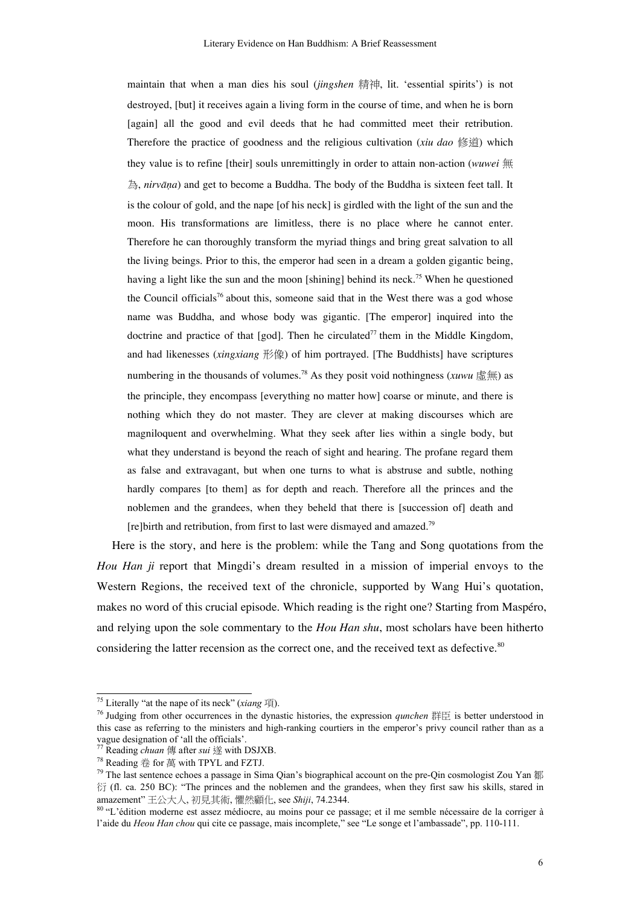> maintain that when a man dies his soul (*jingshen* 精神, lit. 'essential spirits') is not destroyed, [but] it receives again a living form in the course of time, and when he is born [again] all the good and evil deeds that he had committed meet their retribution. Therefore the practice of goodness and the religious cultivation (*xiu dao* 修道) which they value is to refine [their] souls unremittingly in order to attain non-action (*wuwei* 無為, *nirvāṇa*) and get to become a Buddha. The body of the Buddha is sixteen feet tall. It is the colour of gold, and the nape [of his neck] is girdled with the light of the sun and the moon. His transformations are limitless, there is no place where he cannot enter. Therefore he can thoroughly transform the myriad things and bring great salvation to all the living beings. Prior to this, the emperor had seen in a dream a golden gigantic being, having a light like the sun and the moon [shining] behind its neck.[75] When he questioned the Council officials[76] about this, someone said that in the West there was a god whose name was Buddha, and whose body was gigantic. [The emperor] inquired into the doctrine and practice of that [god]. Then he circulated[77] them in the Middle Kingdom, and had likenesses (*xingxiang* 形像) of him portrayed. [The Buddhists] have scriptures numbering in the thousands of volumes.[78] As they posit void nothingness (*xuwu* 虛無) as the principle, they encompass [everything no matter how] coarse or minute, and there is nothing which they do not master. They are clever at making discourses which are magniloquent and overwhelming. What they seek after lies within a single body, but what they understand is beyond the reach of sight and hearing. The profane regard them as false and extravagant, but when one turns to what is abstruse and subtle, nothing hardly compares [to them] as for depth and reach. Therefore all the princes and the noblemen and the grandees, when they beheld that there is [succession of] death and [re]birth and retribution, from first to last were dismayed and amazed.[79]

Here is the story, and here is the problem: while the Tang and Song quotations from the *Hou Han ji* report that Mingdi's dream resulted in a mission of imperial envoys to the Western Regions, the received text of the chronicle, supported by Wang Hui's quotation, makes no word of this crucial episode. Which reading is the right one? Starting from Maspéro, and relying upon the sole commentary to the *Hou Han shu*, most scholars have been hitherto considering the latter recension as the correct one, and the received text as defective.[80]

---

[75] Literally "at the nape of its neck" (*xiang* 項).

[76] Judging from other occurrences in the dynastic histories, the expression *qunchen* 群臣 is better understood in this case as referring to the ministers and high-ranking courtiers in the emperor's privy council rather than as a vague designation of 'all the officials'.

[77] Reading *chuan* 傳 after *sui* 遂 with DSJXB.

[78] Reading 卷 for 萬 with TPYL and FZTJ.

[79] The last sentence echoes a passage in Sima Qian's biographical account on the pre-Qin cosmologist Zou Yan 鄒衍 (fl. ca. 250 BC): "The princes and the noblemen and the grandees, when they first saw his skills, stared in amazement" 王公大人, 初見其術, 懼然顧化, see *Shiji*, 74.2344.

[80] "L'édition moderne est assez médiocre, au moins pour ce passage; et il me semble nécessaire de la corriger à l'aide du *Heou Han chou* qui cite ce passage, mais incomplete," see "Le songe et l'ambassade", pp. 110-111.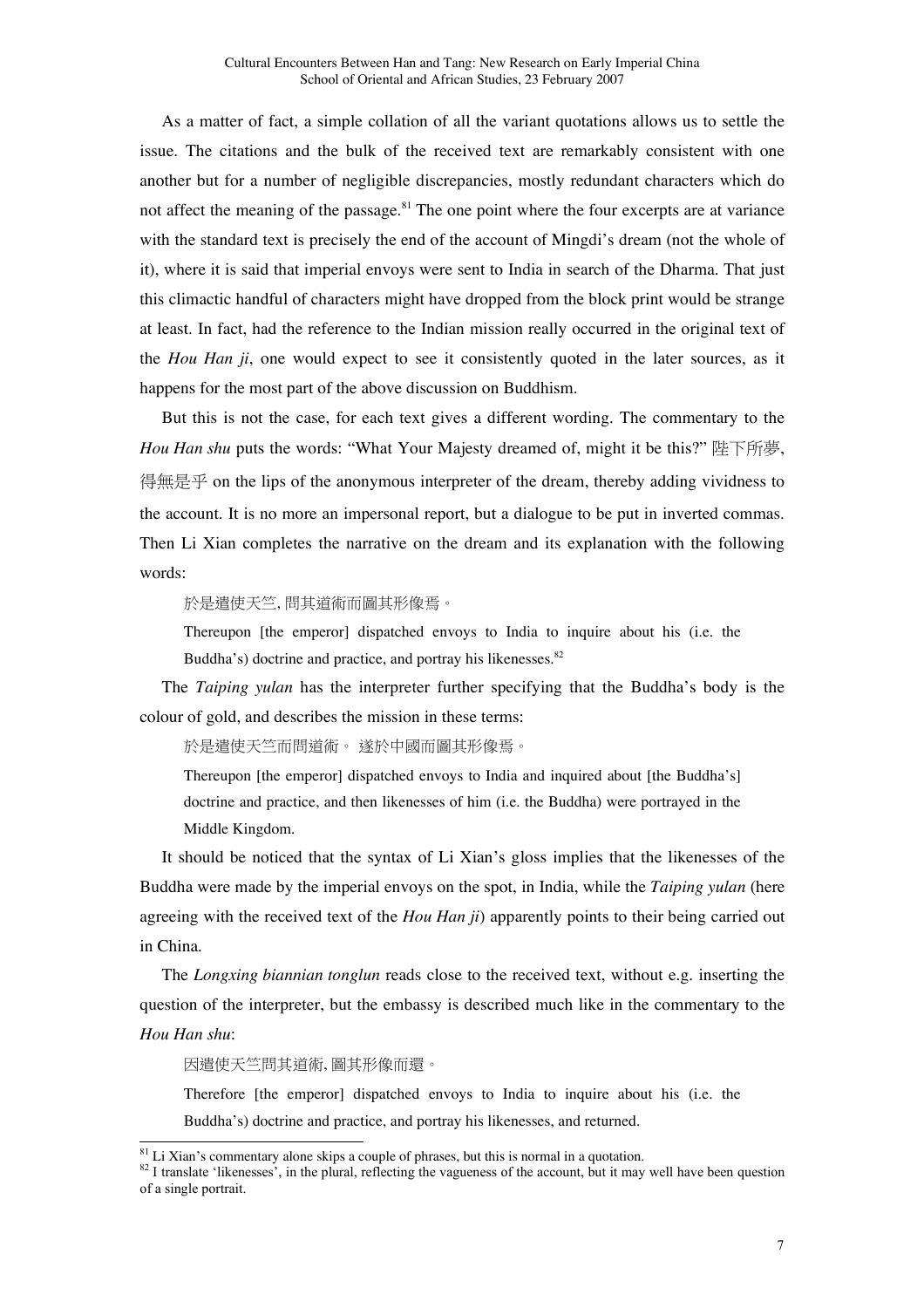As a matter of fact, a simple collation of all the variant quotations allows us to settle the issue. The citations and the bulk of the received text are remarkably consistent with one another but for a number of negligible discrepancies, mostly redundant characters which do not affect the meaning of the passage.[81] The one point where the four excerpts are at variance with the standard text is precisely the end of the account of Mingdi's dream (not the whole of it), where it is said that imperial envoys were sent to India in search of the Dharma. That just this climactic handful of characters might have dropped from the block print would be strange at least. In fact, had the reference to the Indian mission really occurred in the original text of the *Hou Han ji*, one would expect to see it consistently quoted in the later sources, as it happens for the most part of the above discussion on Buddhism.

But this is not the case, for each text gives a different wording. The commentary to the *Hou Han shu* puts the words: "What Your Majesty dreamed of, might it be this?" 陛下所夢,得無是乎 on the lips of the anonymous interpreter of the dream, thereby adding vividness to the account. It is no more an impersonal report, but a dialogue to be put in inverted commas. Then Li Xian completes the narrative on the dream and its explanation with the following words:

> 於是遣使天竺, 問其道術而圖其形像焉。
>
> Thereupon [the emperor] dispatched envoys to India to inquire about his (i.e. the Buddha's) doctrine and practice, and portray his likenesses.[82]

The *Taiping yulan* has the interpreter further specifying that the Buddha's body is the colour of gold, and describes the mission in these terms:

> 於是遣使天竺而問道術。 遂於中國而圖其形像焉。
>
> Thereupon [the emperor] dispatched envoys to India and inquired about [the Buddha's] doctrine and practice, and then likenesses of him (i.e. the Buddha) were portrayed in the Middle Kingdom.

It should be noticed that the syntax of Li Xian's gloss implies that the likenesses of the Buddha were made by the imperial envoys on the spot, in India, while the *Taiping yulan* (here agreeing with the received text of the *Hou Han ji*) apparently points to their being carried out in China.

The *Longxing biannian tonglun* reads close to the received text, without e.g. inserting the question of the interpreter, but the embassy is described much like in the commentary to the *Hou Han shu*:

> 因遣使天竺問其道術, 圖其形像而還。
>
> Therefore [the emperor] dispatched envoys to India to inquire about his (i.e. the Buddha's) doctrine and practice, and portray his likenesses, and returned.

---

[81] Li Xian's commentary alone skips a couple of phrases, but this is normal in a quotation.

[82] I translate 'likenesses', in the plural, reflecting the vagueness of the account, but it may well have been question of a single portrait.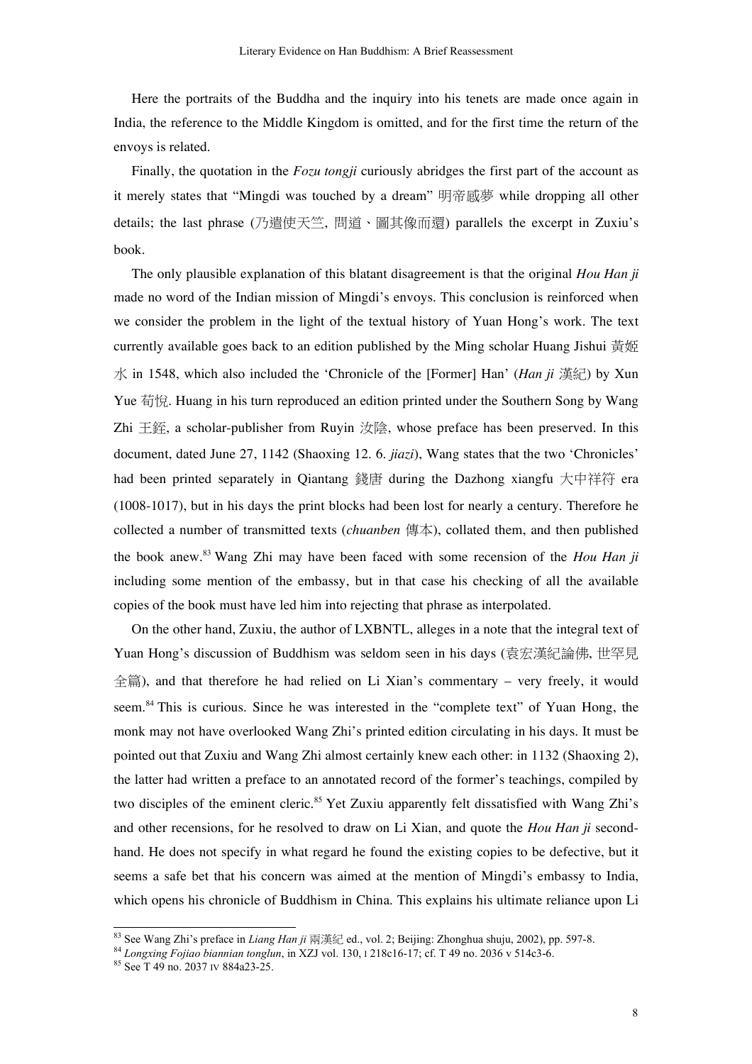Here the portraits of the Buddha and the inquiry into his tenets are made once again in India, the reference to the Middle Kingdom is omitted, and for the first time the return of the envoys is related.

Finally, the quotation in the *Fozu tongji* curiously abridges the first part of the account as it merely states that "Mingdi was touched by a dream" 明帝感夢 while dropping all other details; the last phrase (乃遣使天竺, 問道、圖其像而還) parallels the excerpt in Zuxiu's book.

The only plausible explanation of this blatant disagreement is that the original *Hou Han ji* made no word of the Indian mission of Mingdi's envoys. This conclusion is reinforced when we consider the problem in the light of the textual history of Yuan Hong's work. The text currently available goes back to an edition published by the Ming scholar Huang Jishui 黃姬水 in 1548, which also included the 'Chronicle of the [Former] Han' (*Han ji* 漢紀) by Xun Yue 荀悅. Huang in his turn reproduced an edition printed under the Southern Song by Wang Zhi 王銍, a scholar-publisher from Ruyin 汝陰, whose preface has been preserved. In this document, dated June 27, 1142 (Shaoxing 12. 6. *jiazi*), Wang states that the two 'Chronicles' had been printed separately in Qiantang 錢唐 during the Dazhong xiangfu 大中祥符 era (1008-1017), but in his days the print blocks had been lost for nearly a century. Therefore he collected a number of transmitted texts (*chuanben* 傳本), collated them, and then published the book anew.[83] Wang Zhi may have been faced with some recension of the *Hou Han ji* including some mention of the embassy, but in that case his checking of all the available copies of the book must have led him into rejecting that phrase as interpolated.

On the other hand, Zuxiu, the author of LXBNTL, alleges in a note that the integral text of Yuan Hong's discussion of Buddhism was seldom seen in his days (袁宏漢紀論佛, 世罕見全篇), and that therefore he had relied on Li Xian's commentary – very freely, it would seem.[84] This is curious. Since he was interested in the "complete text" of Yuan Hong, the monk may not have overlooked Wang Zhi's printed edition circulating in his days. It must be pointed out that Zuxiu and Wang Zhi almost certainly knew each other: in 1132 (Shaoxing 2), the latter had written a preface to an annotated record of the former's teachings, compiled by two disciples of the eminent cleric.[85] Yet Zuxiu apparently felt dissatisfied with Wang Zhi's and other recensions, for he resolved to draw on Li Xian, and quote the *Hou Han ji* second-hand. He does not specify in what regard he found the existing copies to be defective, but it seems a safe bet that his concern was aimed at the mention of Mingdi's embassy to India, which opens his chronicle of Buddhism in China. This explains his ultimate reliance upon Li

---

[83] See Wang Zhi's preface in *Liang Han ji* 兩漢紀 ed., vol. 2; Beijing: Zhonghua shuju, 2002), pp. 597-8.

[84] *Longxing Fojiao biannian tonglun*, in XZJ vol. 130, I 218c16-17; cf. T 49 no. 2036 V 514c3-6.

[85] See T 49 no. 2037 IV 884a23-25.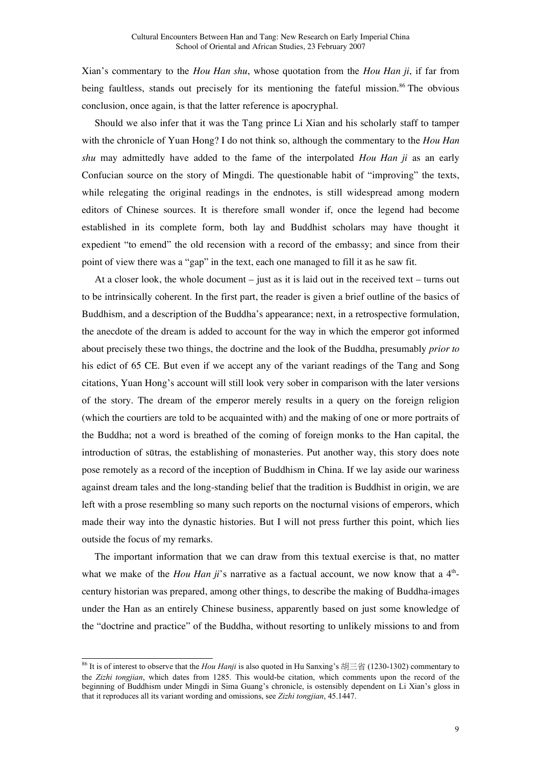Xian's commentary to the *Hou Han shu*, whose quotation from the *Hou Han ji*, if far from being faultless, stands out precisely for its mentioning the fateful mission.[86] The obvious conclusion, once again, is that the latter reference is apocryphal.

Should we also infer that it was the Tang prince Li Xian and his scholarly staff to tamper with the chronicle of Yuan Hong? I do not think so, although the commentary to the *Hou Han shu* may admittedly have added to the fame of the interpolated *Hou Han ji* as an early Confucian source on the story of Mingdi. The questionable habit of "improving" the texts, while relegating the original readings in the endnotes, is still widespread among modern editors of Chinese sources. It is therefore small wonder if, once the legend had become established in its complete form, both lay and Buddhist scholars may have thought it expedient "to emend" the old recension with a record of the embassy; and since from their point of view there was a "gap" in the text, each one managed to fill it as he saw fit.

At a closer look, the whole document – just as it is laid out in the received text – turns out to be intrinsically coherent. In the first part, the reader is given a brief outline of the basics of Buddhism, and a description of the Buddha's appearance; next, in a retrospective formulation, the anecdote of the dream is added to account for the way in which the emperor got informed about precisely these two things, the doctrine and the look of the Buddha, presumably *prior to* his edict of 65 CE. But even if we accept any of the variant readings of the Tang and Song citations, Yuan Hong's account will still look very sober in comparison with the later versions of the story. The dream of the emperor merely results in a query on the foreign religion (which the courtiers are told to be acquainted with) and the making of one or more portraits of the Buddha; not a word is breathed of the coming of foreign monks to the Han capital, the introduction of sūtras, the establishing of monasteries. Put another way, this story does note pose remotely as a record of the inception of Buddhism in China. If we lay aside our wariness against dream tales and the long-standing belief that the tradition is Buddhist in origin, we are left with a prose resembling so many such reports on the nocturnal visions of emperors, which made their way into the dynastic histories. But I will not press further this point, which lies outside the focus of my remarks.

The important information that we can draw from this textual exercise is that, no matter what we make of the *Hou Han ji*'s narrative as a factual account, we now know that a 4th-century historian was prepared, among other things, to describe the making of Buddha-images under the Han as an entirely Chinese business, apparently based on just some knowledge of the "doctrine and practice" of the Buddha, without resorting to unlikely missions to and from

---

[86] It is of interest to observe that the *Hou Hanji* is also quoted in Hu Sanxing's 胡三省 (1230-1302) commentary to the *Zizhi tongjian*, which dates from 1285. This would-be citation, which comments upon the record of the beginning of Buddhism under Mingdi in Sima Guang's chronicle, is ostensibly dependent on Li Xian's gloss in that it reproduces all its variant wording and omissions, see *Zizhi tongjian*, 45.1447.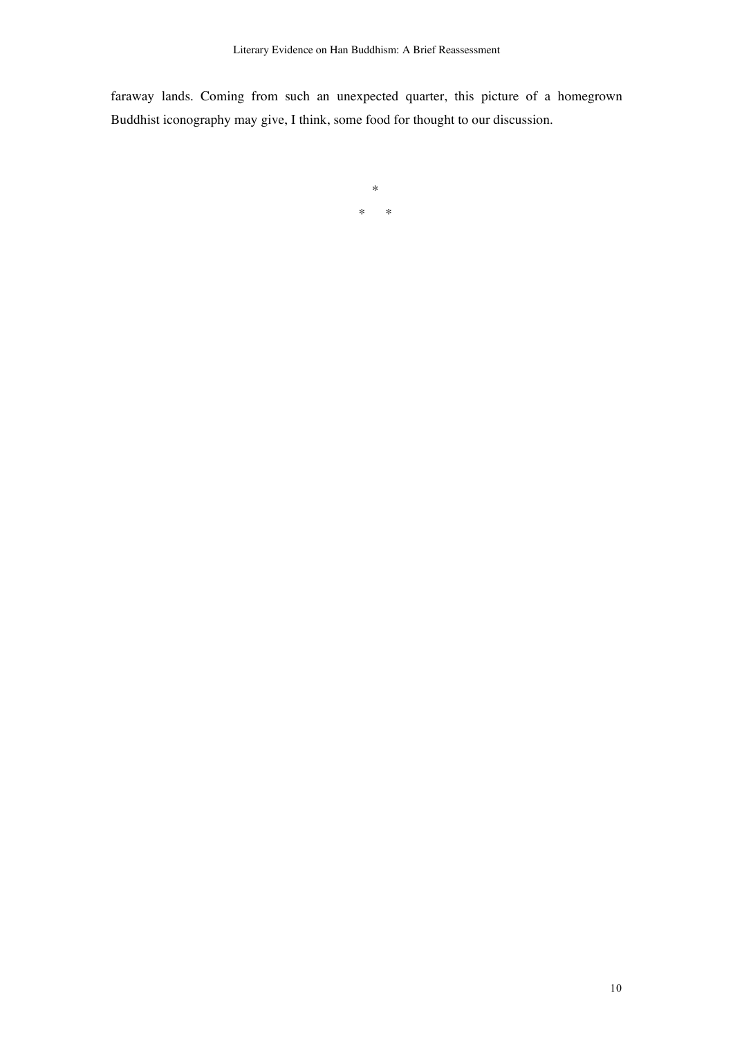faraway lands. Coming from such an unexpected quarter, this picture of a homegrown Buddhist iconography may give, I think, some food for thought to our discussion.

*

\*      *